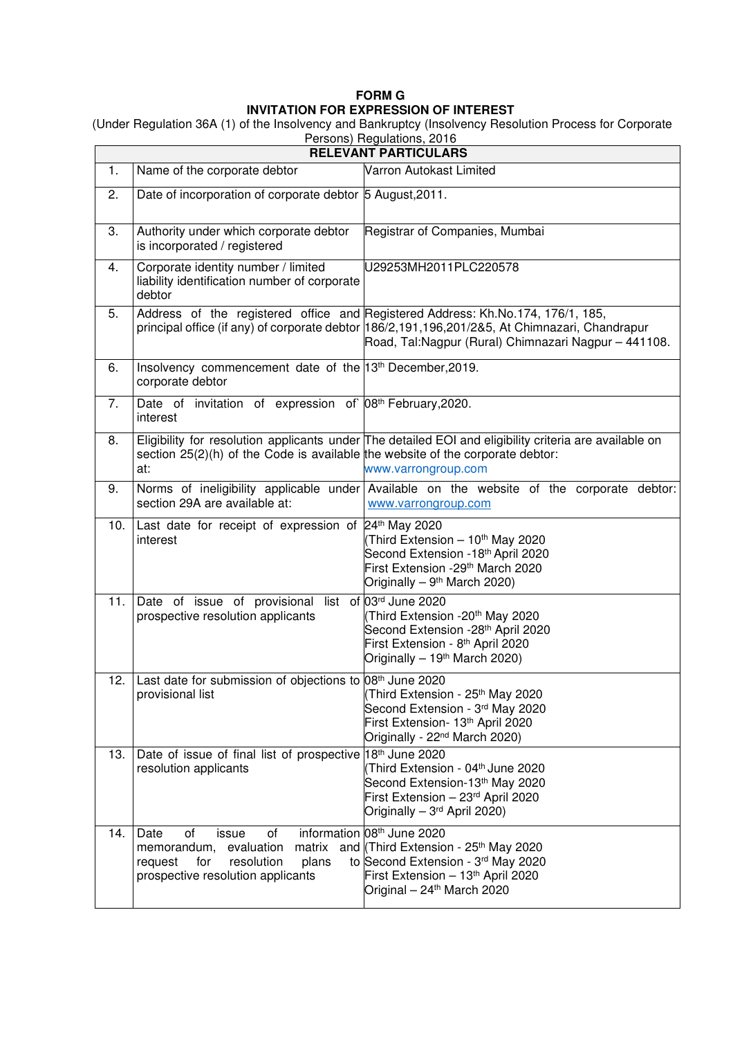# FORM G

## INVITATION FOR EXPRESSION OF INTEREST

(Under Regulation 36A (1) of the Insolvency and Bankruptcy (Insolvency Resolution Process for Corporate Persons) Regulations, 2016

| RELEVANT PARTICULARS | | |
|---|---|---|
| 1. | Name of the corporate debtor | Varron Autokast Limited |
| 2. | Date of incorporation of corporate debtor | 5 August,2011. |
| 3. | Authority under which corporate debtor is incorporated / registered | Registrar of Companies, Mumbai |
| 4. | Corporate identity number / limited liability identification number of corporate debtor | U29253MH2011PLC220578 |
| 5. | Address of the registered office and principal office (if any) of corporate debtor | Registered Address: Kh.No.174, 176/1, 185, 186/2,191,196,201/2&5, At Chimnazari, Chandrapur Road, Tal:Nagpur (Rural) Chimnazari Nagpur – 441108. |
| 6. | Insolvency commencement date of the corporate debtor | 13th December,2019. |
| 7. | Date of invitation of expression of` interest | 08th February,2020. |
| 8. | Eligibility for resolution applicants under section 25(2)(h) of the Code is available at: | The detailed EOI and eligibility criteria are available on the website of the corporate debtor: www.varrongroup.com |
| 9. | Norms of ineligibility applicable under section 29A are available at: | Available on the website of the corporate debtor: www.varrongroup.com |
| 10. | Last date for receipt of expression of interest | 24th May 2020<br>(Third Extension – 10th May 2020<br>Second Extension -18th April 2020<br>First Extension -29th March 2020<br>Originally – 9th March 2020) |
| 11. | Date of issue of provisional list of prospective resolution applicants | 03rd June 2020<br>(Third Extension -20th May 2020<br>Second Extension -28th April 2020<br>First Extension - 8th April 2020<br>Originally – 19th March 2020) |
| 12. | Last date for submission of objections to provisional list | 08th June 2020<br>(Third Extension - 25th May 2020<br>Second Extension - 3rd May 2020<br>First Extension- 13th April 2020<br>Originally - 22nd March 2020) |
| 13. | Date of issue of final list of prospective resolution applicants | 18th June 2020<br>(Third Extension - 04th June 2020<br>Second Extension-13th May 2020<br>First Extension – 23rd April 2020<br>Originally – 3rd April 2020) |
| 14. | Date of issue of information memorandum, evaluation matrix and request for resolution plans to prospective resolution applicants | 08th June 2020<br>(Third Extension - 25th May 2020<br>Second Extension - 3rd May 2020<br>First Extension – 13th April 2020<br>Original – 24th March 2020 |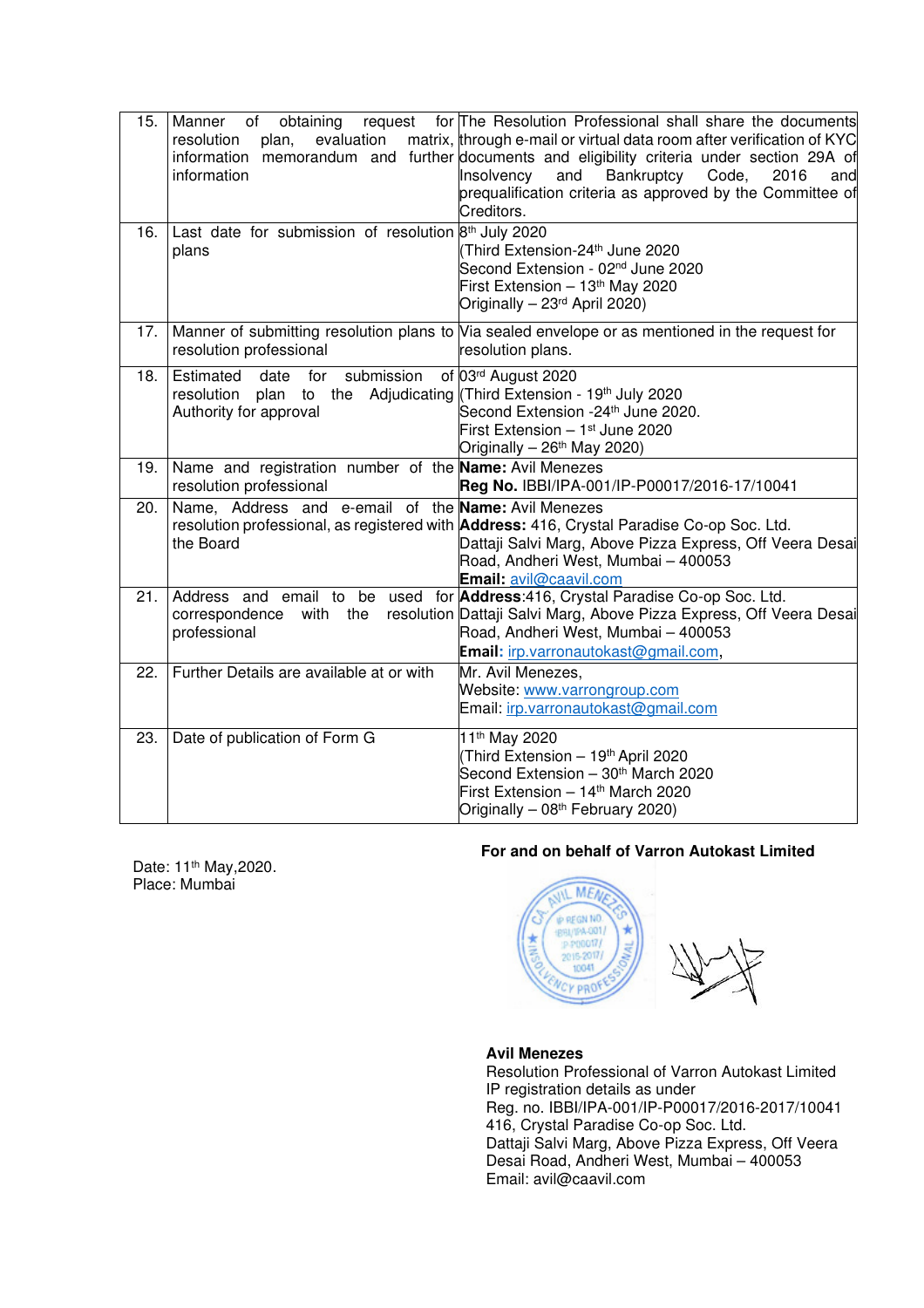| | | |
|---|---|---|
| 15. | Manner of obtaining request for resolution plan, evaluation matrix, information memorandum and further information | The Resolution Professional shall share the documents through e-mail or virtual data room after verification of KYC documents and eligibility criteria under section 29A of Insolvency and Bankruptcy Code, 2016 and prequalification criteria as approved by the Committee of Creditors. |
| 16. | Last date for submission of resolution plans | 8th July 2020<br>(Third Extension-24th June 2020<br>Second Extension - 02nd June 2020<br>First Extension – 13th May 2020<br>Originally – 23rd April 2020) |
| 17. | Manner of submitting resolution plans to resolution professional | Via sealed envelope or as mentioned in the request for resolution plans. |
| 18. | Estimated date for submission of resolution plan to the Adjudicating Authority for approval | 03rd August 2020<br>(Third Extension - 19th July 2020<br>Second Extension -24th June 2020.<br>First Extension – 1st June 2020<br>Originally – 26th May 2020) |
| 19. | Name and registration number of the resolution professional | **Name:** Avil Menezes<br>**Reg No.** IBBI/IPA-001/IP-P00017/2016-17/10041 |
| 20. | Name, Address and e-email of the resolution professional, as registered with the Board | **Name:** Avil Menezes<br>**Address:** 416, Crystal Paradise Co-op Soc. Ltd. Dattaji Salvi Marg, Above Pizza Express, Off Veera Desai Road, Andheri West, Mumbai – 400053<br>**Email:** avil@caavil.com |
| 21. | Address and email to be used for correspondence with the resolution professional | **Address**:416, Crystal Paradise Co-op Soc. Ltd. Dattaji Salvi Marg, Above Pizza Express, Off Veera Desai Road, Andheri West, Mumbai – 400053<br>**Email:** irp.varronautokast@gmail.com, |
| 22. | Further Details are available at or with | Mr. Avil Menezes,<br>Website: www.varrongroup.com<br>Email: irp.varronautokast@gmail.com |
| 23. | Date of publication of Form G | 11th May 2020<br>(Third Extension – 19th April 2020<br>Second Extension – 30th March 2020<br>First Extension – 14th March 2020<br>Originally – 08th February 2020) |

Date: 11th May,2020.
Place: Mumbai

**For and on behalf of Varron Autokast Limited**

**Avil Menezes**
Resolution Professional of Varron Autokast Limited
IP registration details as under
Reg. no. IBBI/IPA-001/IP-P00017/2016-2017/10041
416, Crystal Paradise Co-op Soc. Ltd.
Dattaji Salvi Marg, Above Pizza Express, Off Veera Desai Road, Andheri West, Mumbai – 400053
Email: avil@caavil.com